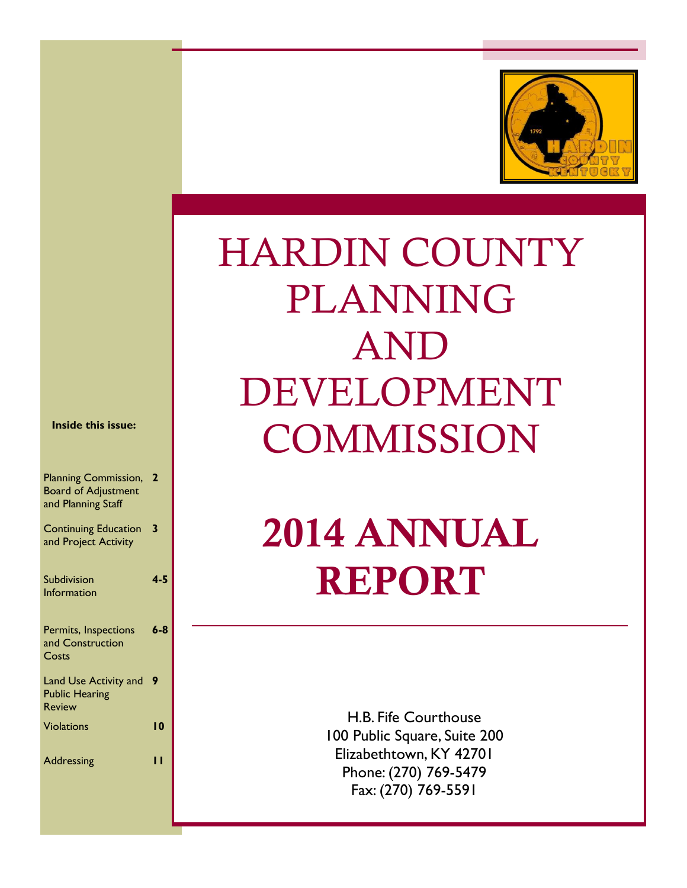# HARDIN COUNTY PLANNING AND DEVELOPMENT COMMISSION

# 2014 ANNUAL REPORT

H.B. Fife Courthouse
100 Public Square, Suite 200
Elizabethtown, KY 42701
Phone: (270) 769-5479
Fax: (270) 769-5591

**Inside this issue:**

| Section | Page |
|---|---|
| Planning Commission, Board of Adjustment and Planning Staff | 2 |
| Continuing Education and Project Activity | 3 |
| Subdivision Information | 4-5 |
| Permits, Inspections and Construction Costs | 6-8 |
| Land Use Activity and Public Hearing Review | 9 |
| Violations | 10 |
| Addressing | 11 |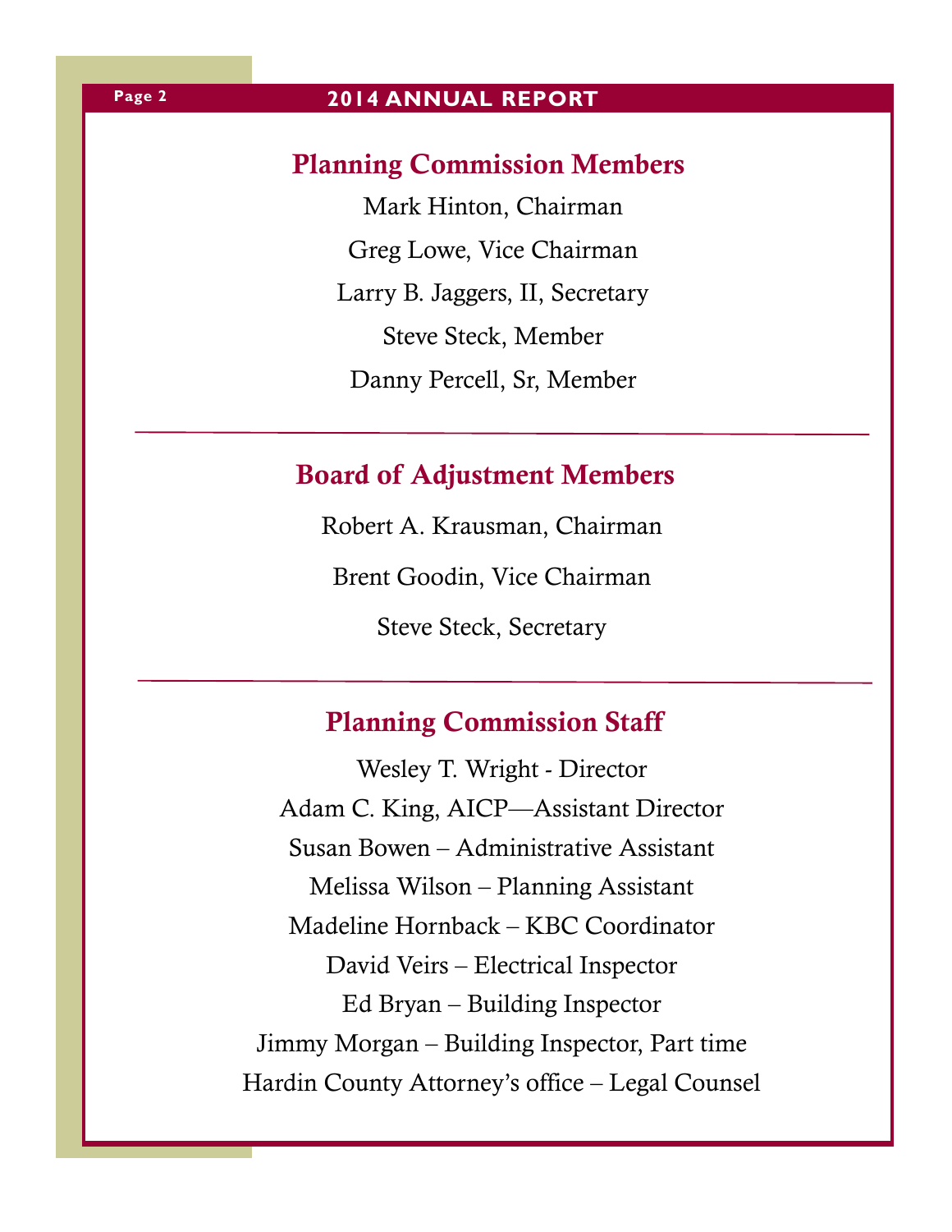## Planning Commission Members

Mark Hinton, Chairman

Greg Lowe, Vice Chairman

Larry B. Jaggers, II, Secretary

Steve Steck, Member

Danny Percell, Sr, Member

---

## Board of Adjustment Members

Robert A. Krausman, Chairman

Brent Goodin, Vice Chairman

Steve Steck, Secretary

---

## Planning Commission Staff

Wesley T. Wright - Director

Adam C. King, AICP—Assistant Director

Susan Bowen – Administrative Assistant

Melissa Wilson – Planning Assistant

Madeline Hornback – KBC Coordinator

David Veirs – Electrical Inspector

Ed Bryan – Building Inspector

Jimmy Morgan – Building Inspector, Part time

Hardin County Attorney's office – Legal Counsel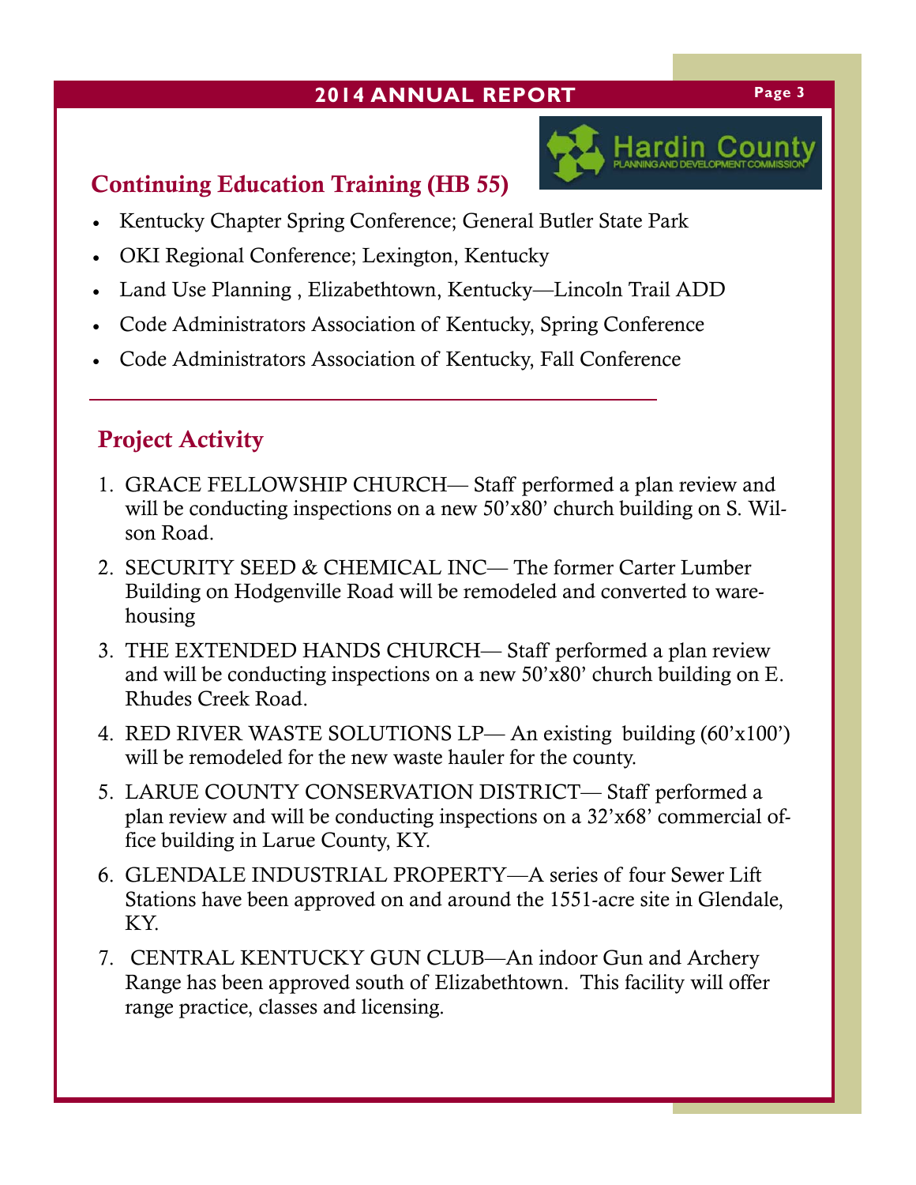## Continuing Education Training (HB 55)

- Kentucky Chapter Spring Conference; General Butler State Park
- OKI Regional Conference; Lexington, Kentucky
- Land Use Planning , Elizabethtown, Kentucky—Lincoln Trail ADD
- Code Administrators Association of Kentucky, Spring Conference
- Code Administrators Association of Kentucky, Fall Conference

---

## Project Activity

1. GRACE FELLOWSHIP CHURCH— Staff performed a plan review and will be conducting inspections on a new 50'x80' church building on S. Wilson Road.
2. SECURITY SEED & CHEMICAL INC— The former Carter Lumber Building on Hodgenville Road will be remodeled and converted to warehousing
3. THE EXTENDED HANDS CHURCH— Staff performed a plan review and will be conducting inspections on a new 50'x80' church building on E. Rhudes Creek Road.
4. RED RIVER WASTE SOLUTIONS LP— An existing building (60'x100') will be remodeled for the new waste hauler for the county.
5. LARUE COUNTY CONSERVATION DISTRICT— Staff performed a plan review and will be conducting inspections on a 32'x68' commercial office building in Larue County, KY.
6. GLENDALE INDUSTRIAL PROPERTY—A series of four Sewer Lift Stations have been approved on and around the 1551-acre site in Glendale, KY.
7. CENTRAL KENTUCKY GUN CLUB—An indoor Gun and Archery Range has been approved south of Elizabethtown. This facility will offer range practice, classes and licensing.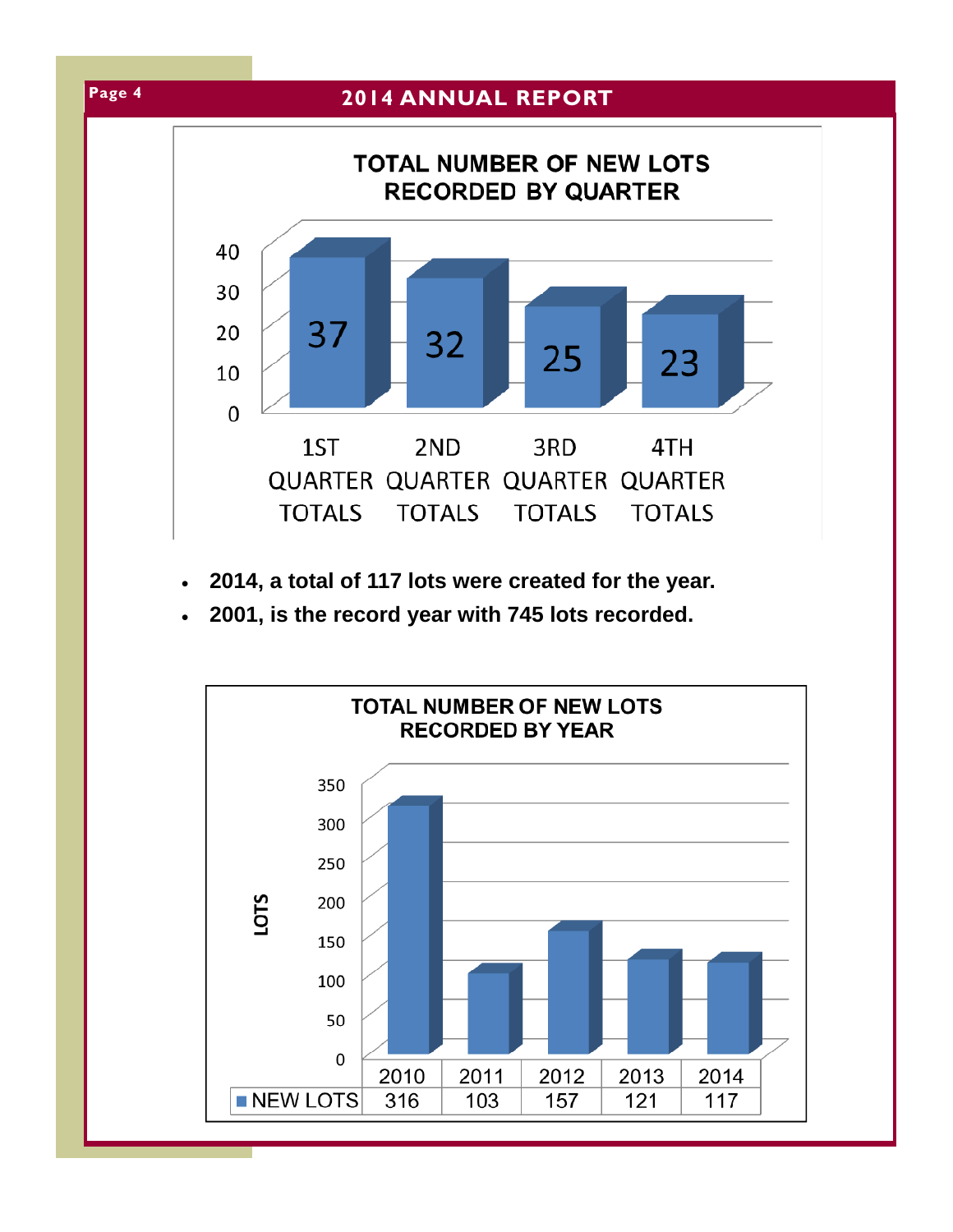## TOTAL NUMBER OF NEW LOTS RECORDED BY QUARTER

| | 1ST QUARTER TOTALS | 2ND QUARTER TOTALS | 3RD QUARTER TOTALS | 4TH QUARTER TOTALS |
|---|---|---|---|---|
| New Lots | 37 | 32 | 25 | 23 |

- **2014, a total of 117 lots were created for the year.**
- **2001, is the record year with 745 lots recorded.**

## TOTAL NUMBER OF NEW LOTS RECORDED BY YEAR

| | 2010 | 2011 | 2012 | 2013 | 2014 |
|---|---|---|---|---|---|
| NEW LOTS | 316 | 103 | 157 | 121 | 117 |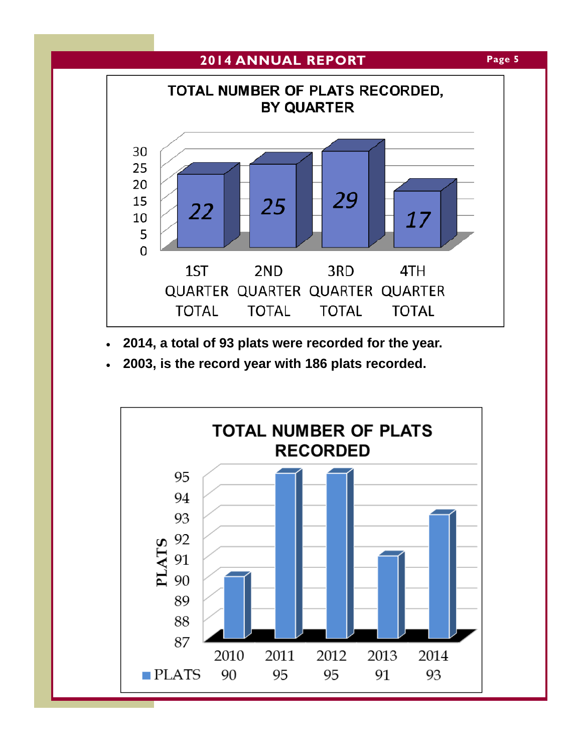## TOTAL NUMBER OF PLATS RECORDED, BY QUARTER

| 1ST QUARTER TOTAL | 2ND QUARTER TOTAL | 3RD QUARTER TOTAL | 4TH QUARTER TOTAL |
|---|---|---|---|
| 22 | 25 | 29 | 17 |

- **2014, a total of 93 plats were recorded for the year.**
- **2003, is the record year with 186 plats recorded.**

## TOTAL NUMBER OF PLATS RECORDED

| | 2010 | 2011 | 2012 | 2013 | 2014 |
|---|---|---|---|---|---|
| PLATS | 90 | 95 | 95 | 91 | 93 |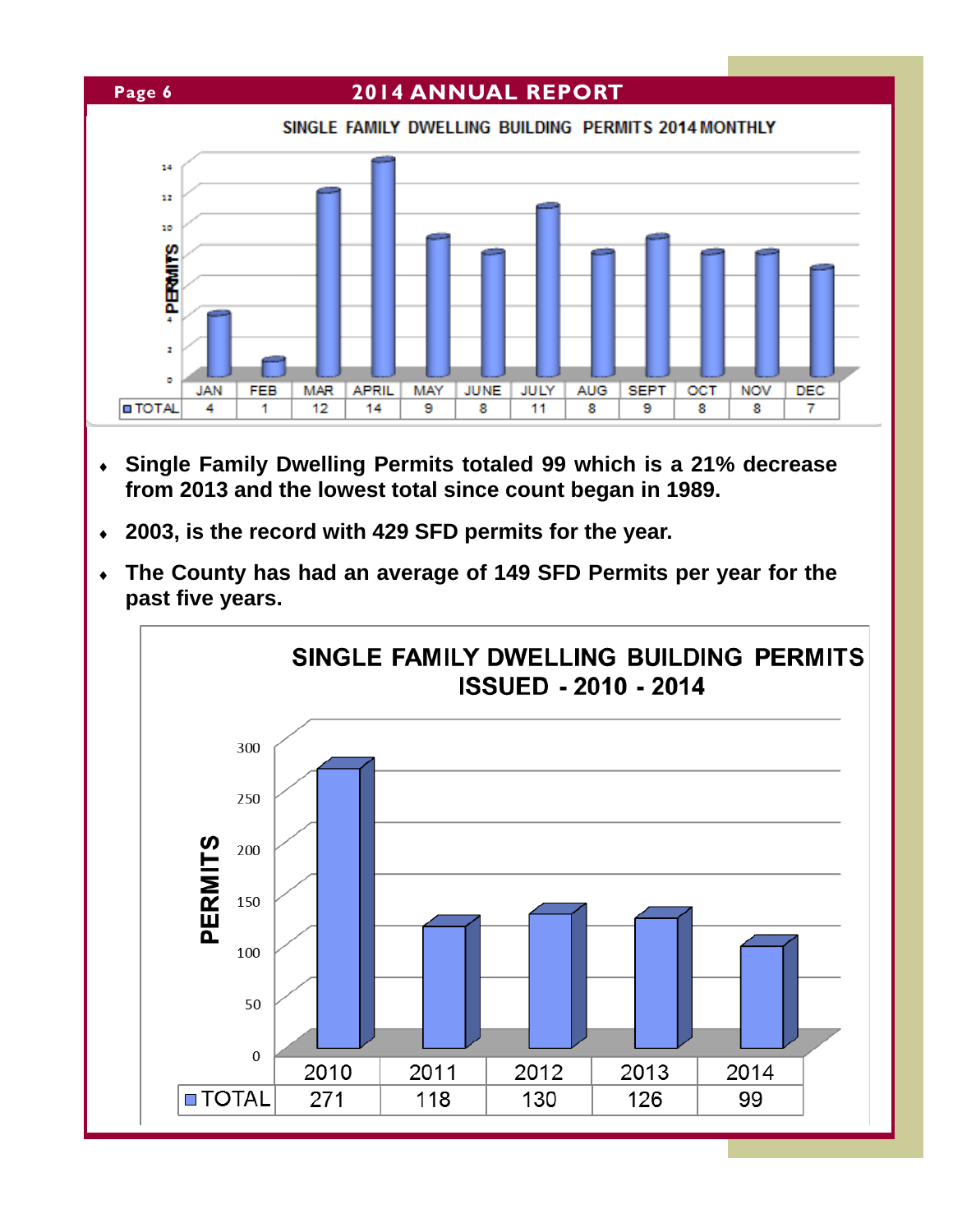## SINGLE FAMILY DWELLING BUILDING PERMITS 2014 MONTHLY

|  | JAN | FEB | MAR | APRIL | MAY | JUNE | JULY | AUG | SEPT | OCT | NOV | DEC |
|---|---|---|---|---|---|---|---|---|---|---|---|---|
| TOTAL | 4 | 1 | 12 | 14 | 9 | 8 | 11 | 8 | 9 | 8 | 8 | 7 |

- **Single Family Dwelling Permits totaled 99 which is a 21% decrease from 2013 and the lowest total since count began in 1989.**
- **2003, is the record with 429 SFD permits for the year.**
- **The County has had an average of 149 SFD Permits per year for the past five years.**

## SINGLE FAMILY DWELLING BUILDING PERMITS ISSUED - 2010 - 2014

|  | 2010 | 2011 | 2012 | 2013 | 2014 |
|---|---|---|---|---|---|
| TOTAL | 271 | 118 | 130 | 126 | 99 |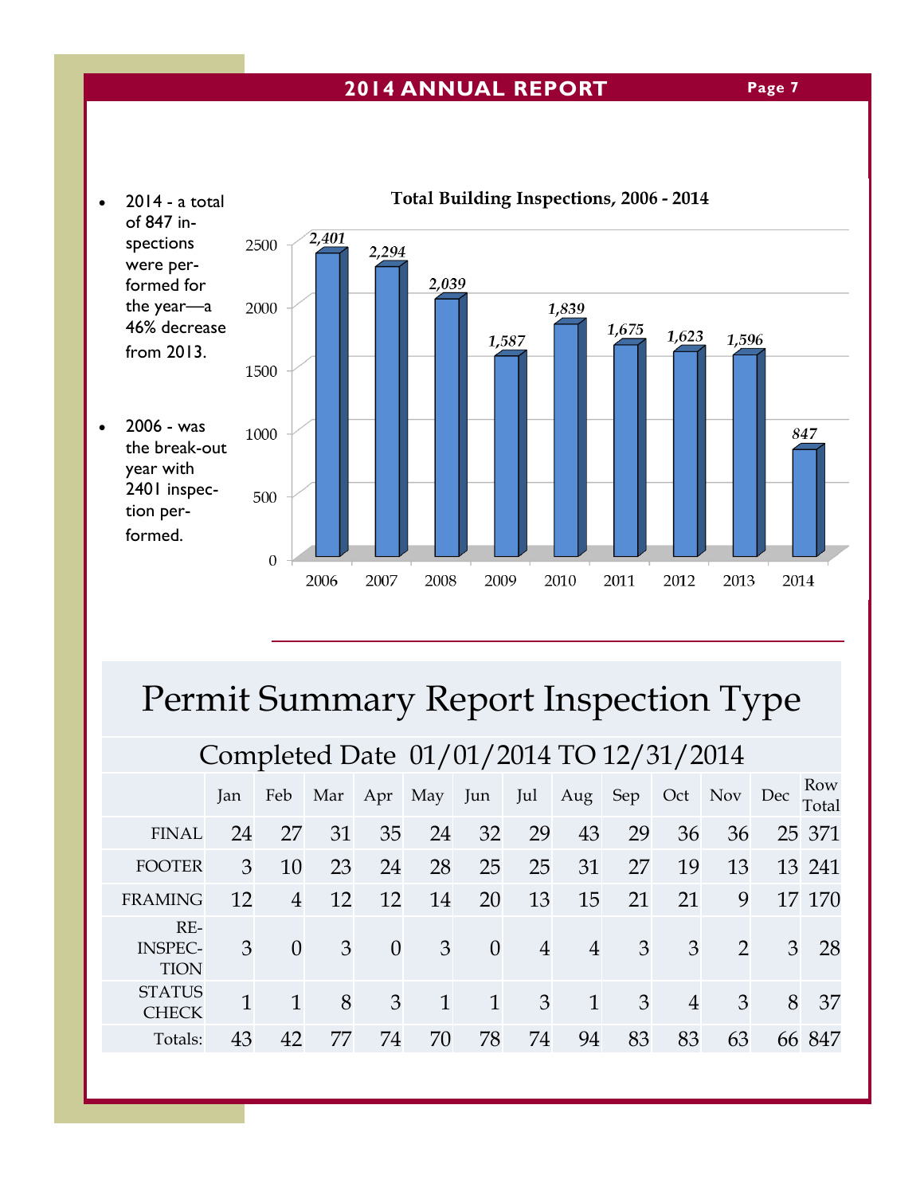- 2014 - a total of 847 inspections were performed for the year—a 46% decrease from 2013.
- 2006 - was the break-out year with 2401 inspection performed.

**Total Building Inspections, 2006 - 2014**

| Year | Inspections |
|---|---|
| 2006 | 2,401 |
| 2007 | 2,294 |
| 2008 | 2,039 |
| 2009 | 1,587 |
| 2010 | 1,839 |
| 2011 | 1,675 |
| 2012 | 1,623 |
| 2013 | 1,596 |
| 2014 | 847 |

# Permit Summary Report Inspection Type

## Completed Date 01/01/2014 TO 12/31/2014

| | Jan | Feb | Mar | Apr | May | Jun | Jul | Aug | Sep | Oct | Nov | Dec | Row Total |
|---|---|---|---|---|---|---|---|---|---|---|---|---|---|
| FINAL | 24 | 27 | 31 | 35 | 24 | 32 | 29 | 43 | 29 | 36 | 36 | 25 | 371 |
| FOOTER | 3 | 10 | 23 | 24 | 28 | 25 | 25 | 31 | 27 | 19 | 13 | 13 | 241 |
| FRAMING | 12 | 4 | 12 | 12 | 14 | 20 | 13 | 15 | 21 | 21 | 9 | 17 | 170 |
| RE-INSPECTION | 3 | 0 | 3 | 0 | 3 | 0 | 4 | 4 | 3 | 3 | 2 | 3 | 28 |
| STATUS CHECK | 1 | 1 | 8 | 3 | 1 | 1 | 3 | 1 | 3 | 4 | 3 | 8 | 37 |
| Totals: | 43 | 42 | 77 | 74 | 70 | 78 | 74 | 94 | 83 | 83 | 63 | 66 | 847 |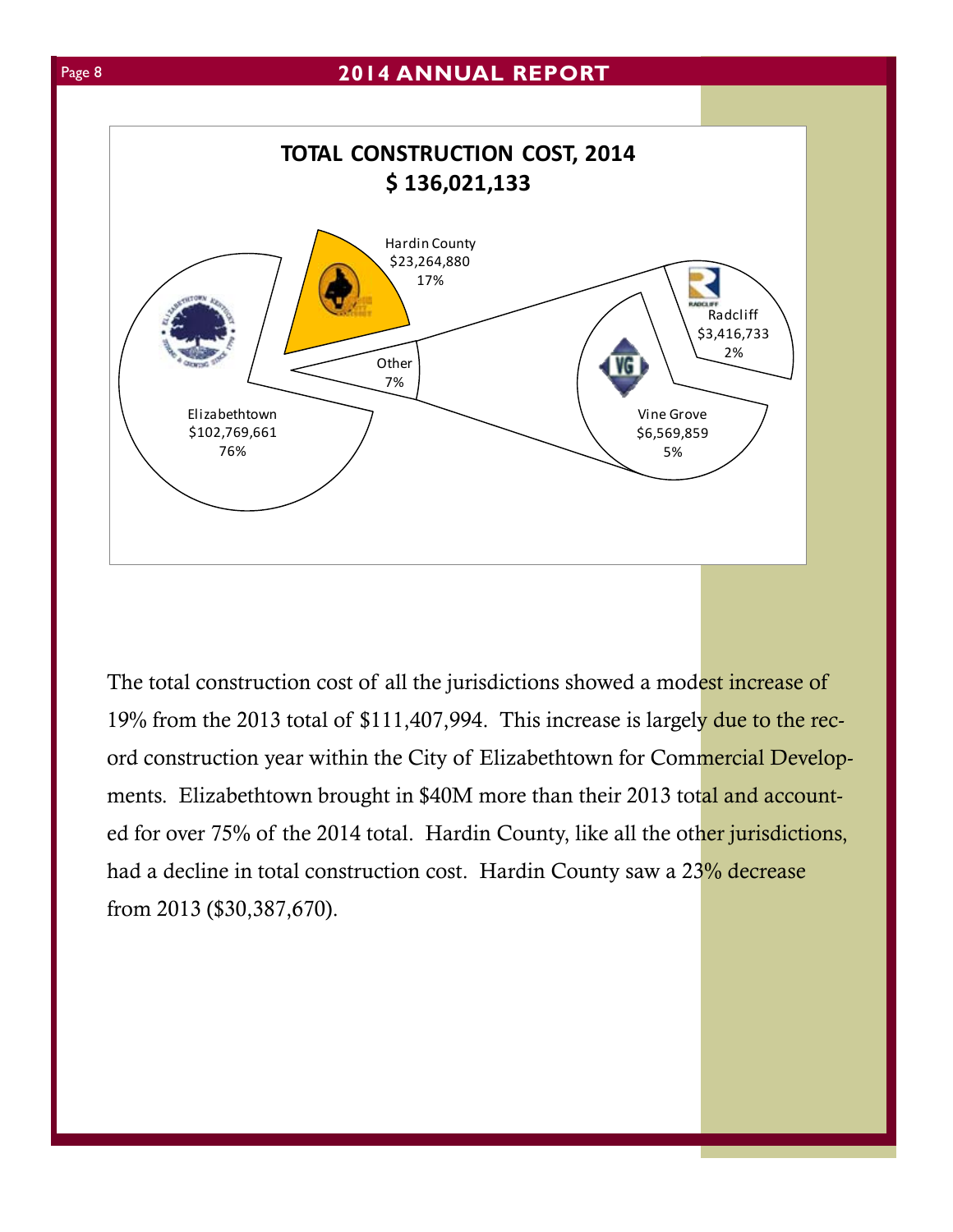**TOTAL CONSTRUCTION COST, 2014**
**$ 136,021,133**

Hardin County
$23,264,880
17%

Radcliff
$3,416,733
2%

Other
7%

Elizabethtown
$102,769,661
76%

Vine Grove
$6,569,859
5%

The total construction cost of all the jurisdictions showed a modest increase of 19% from the 2013 total of $111,407,994. This increase is largely due to the record construction year within the City of Elizabethtown for Commercial Developments. Elizabethtown brought in $40M more than their 2013 total and accounted for over 75% of the 2014 total. Hardin County, like all the other jurisdictions, had a decline in total construction cost. Hardin County saw a 23% decrease from 2013 ($30,387,670).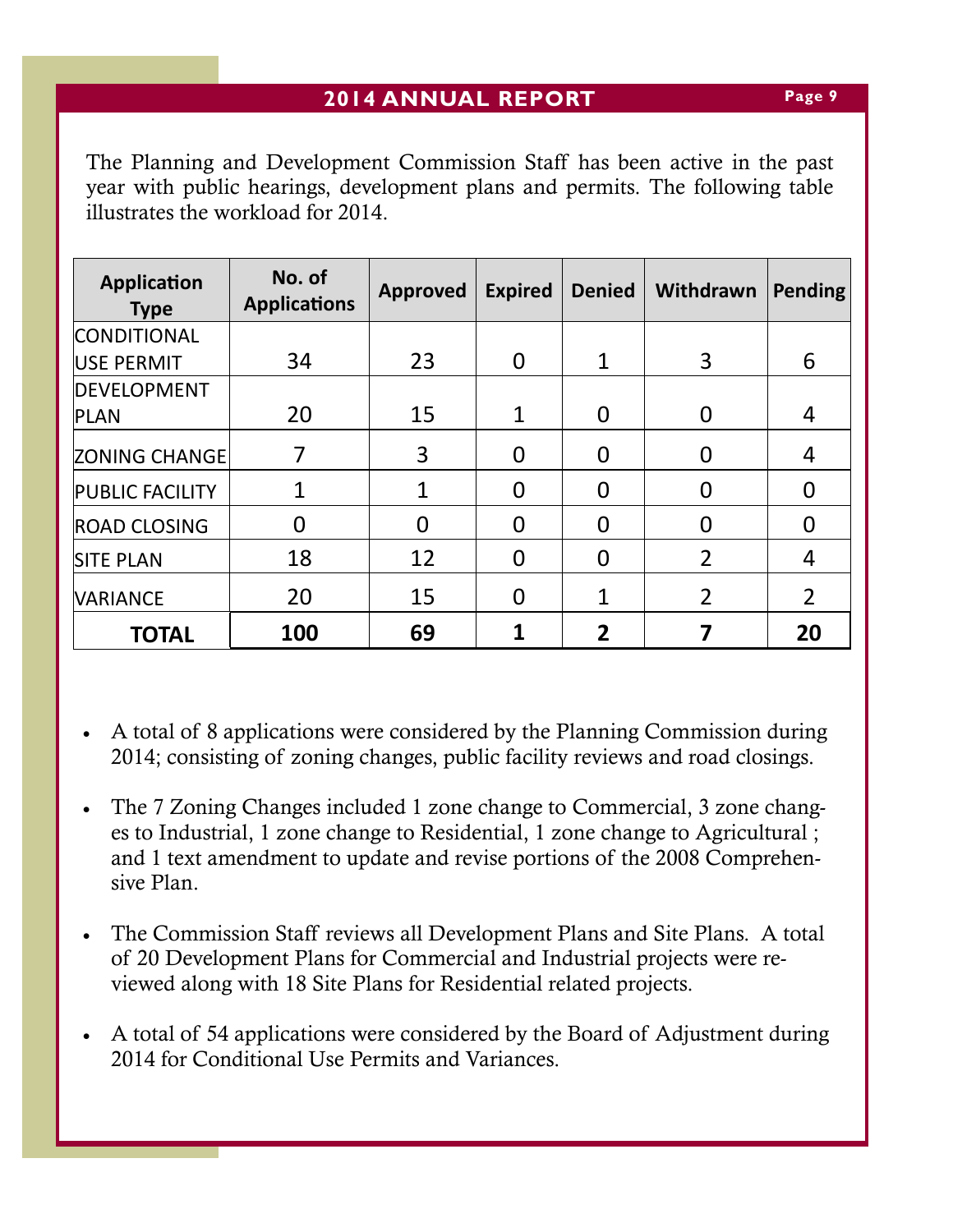The Planning and Development Commission Staff has been active in the past year with public hearings, development plans and permits. The following table illustrates the workload for 2014.

| Application Type | No. of Applications | Approved | Expired | Denied | Withdrawn | Pending |
|---|---|---|---|---|---|---|
| CONDITIONAL USE PERMIT | 34 | 23 | 0 | 1 | 3 | 6 |
| DEVELOPMENT PLAN | 20 | 15 | 1 | 0 | 0 | 4 |
| ZONING CHANGE | 7 | 3 | 0 | 0 | 0 | 4 |
| PUBLIC FACILITY | 1 | 1 | 0 | 0 | 0 | 0 |
| ROAD CLOSING | 0 | 0 | 0 | 0 | 0 | 0 |
| SITE PLAN | 18 | 12 | 0 | 0 | 2 | 4 |
| VARIANCE | 20 | 15 | 0 | 1 | 2 | 2 |
| **TOTAL** | **100** | **69** | **1** | **2** | **7** | **20** |

- A total of 8 applications were considered by the Planning Commission during 2014; consisting of zoning changes, public facility reviews and road closings.
- The 7 Zoning Changes included 1 zone change to Commercial, 3 zone changes to Industrial, 1 zone change to Residential, 1 zone change to Agricultural ; and 1 text amendment to update and revise portions of the 2008 Comprehensive Plan.
- The Commission Staff reviews all Development Plans and Site Plans. A total of 20 Development Plans for Commercial and Industrial projects were reviewed along with 18 Site Plans for Residential related projects.
- A total of 54 applications were considered by the Board of Adjustment during 2014 for Conditional Use Permits and Variances.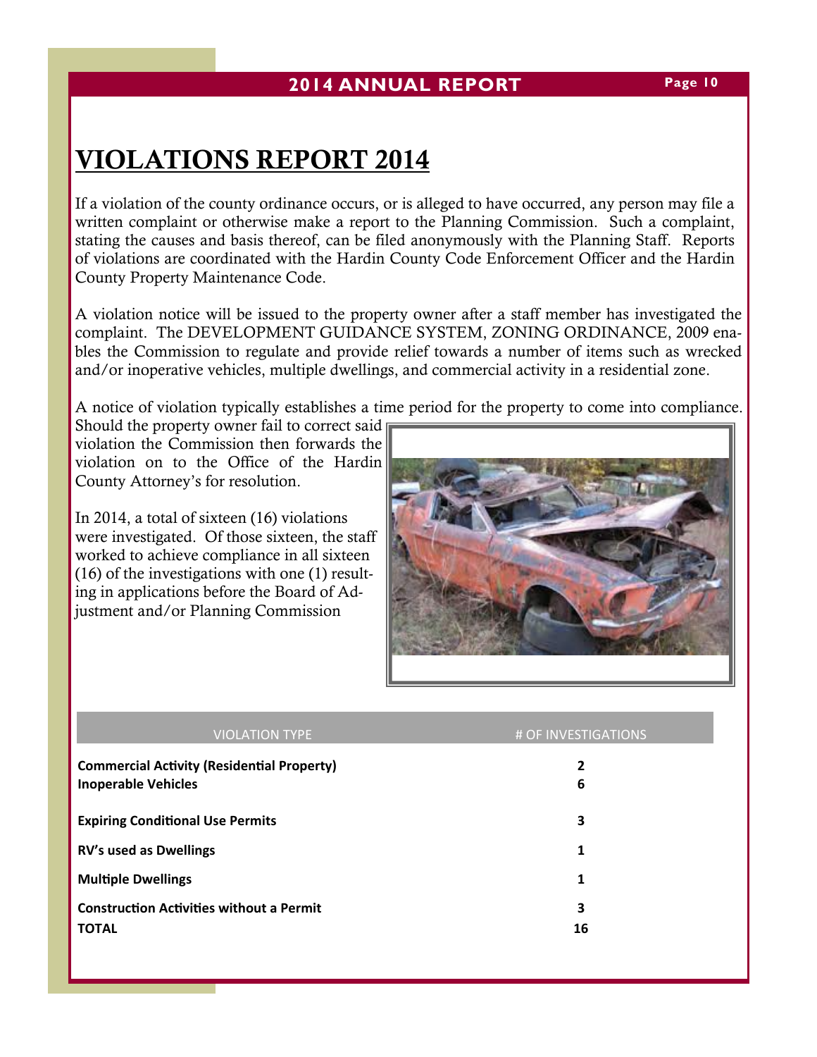# VIOLATIONS REPORT 2014

If a violation of the county ordinance occurs, or is alleged to have occurred, any person may file a written complaint or otherwise make a report to the Planning Commission. Such a complaint, stating the causes and basis thereof, can be filed anonymously with the Planning Staff. Reports of violations are coordinated with the Hardin County Code Enforcement Officer and the Hardin County Property Maintenance Code.

A violation notice will be issued to the property owner after a staff member has investigated the complaint. The DEVELOPMENT GUIDANCE SYSTEM, ZONING ORDINANCE, 2009 enables the Commission to regulate and provide relief towards a number of items such as wrecked and/or inoperative vehicles, multiple dwellings, and commercial activity in a residential zone.

A notice of violation typically establishes a time period for the property to come into compliance. Should the property owner fail to correct said violation the Commission then forwards the violation on to the Office of the Hardin County Attorney's for resolution.

In 2014, a total of sixteen (16) violations were investigated. Of those sixteen, the staff worked to achieve compliance in all sixteen (16) of the investigations with one (1) resulting in applications before the Board of Adjustment and/or Planning Commission

| VIOLATION TYPE | # OF INVESTIGATIONS |
|---|---|
| **Commercial Activity (Residential Property)** | **2** |
| **Inoperable Vehicles** | **6** |
| **Expiring Conditional Use Permits** | **3** |
| **RV's used as Dwellings** | **1** |
| **Multiple Dwellings** | **1** |
| **Construction Activities without a Permit** | **3** |
| **TOTAL** | **16** |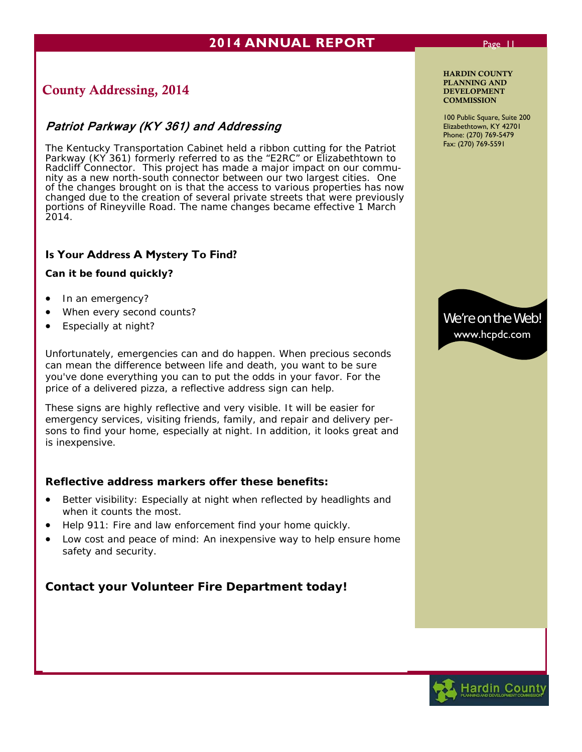## County Addressing, 2014

### *Patriot Parkway (KY 361) and Addressing*

The Kentucky Transportation Cabinet held a ribbon cutting for the Patriot Parkway (KY 361) formerly referred to as the "E2RC" or Elizabethtown to Radcliff Connector. This project has made a major impact on our community as a new north-south connector between our two largest cities. One of the changes brought on is that the access to various properties has now changed due to the creation of several private streets that were previously portions of Rineyville Road. The name changes became effective 1 March 2014.

**Is Your Address A Mystery To Find?**

**Can it be found quickly?**

- In an emergency?
- When every second counts?
- Especially at night?

Unfortunately, emergencies can and do happen. When precious seconds can mean the difference between life and death, you want to be sure you've done everything you can to put the odds in your favor. For the price of a delivered pizza, a reflective address sign can help.

These signs are highly reflective and very visible. It will be easier for emergency services, visiting friends, family, and repair and delivery persons to find your home, especially at night. In addition, it looks great and is inexpensive.

**Reflective address markers offer these benefits:**

- Better visibility: Especially at night when reflected by headlights and when it counts the most.
- Help 911: Fire and law enforcement find your home quickly.
- Low cost and peace of mind: An inexpensive way to help ensure home safety and security.

**Contact your Volunteer Fire Department today!**

**HARDIN COUNTY PLANNING AND DEVELOPMENT COMMISSION**

100 Public Square, Suite 200
Elizabethtown, KY 42701
Phone: (270) 769-5479
Fax: (270) 769-5591

We're on the Web!
www.hcpdc.com

Hardin County
PLANNING AND DEVELOPMENT COMMISSION